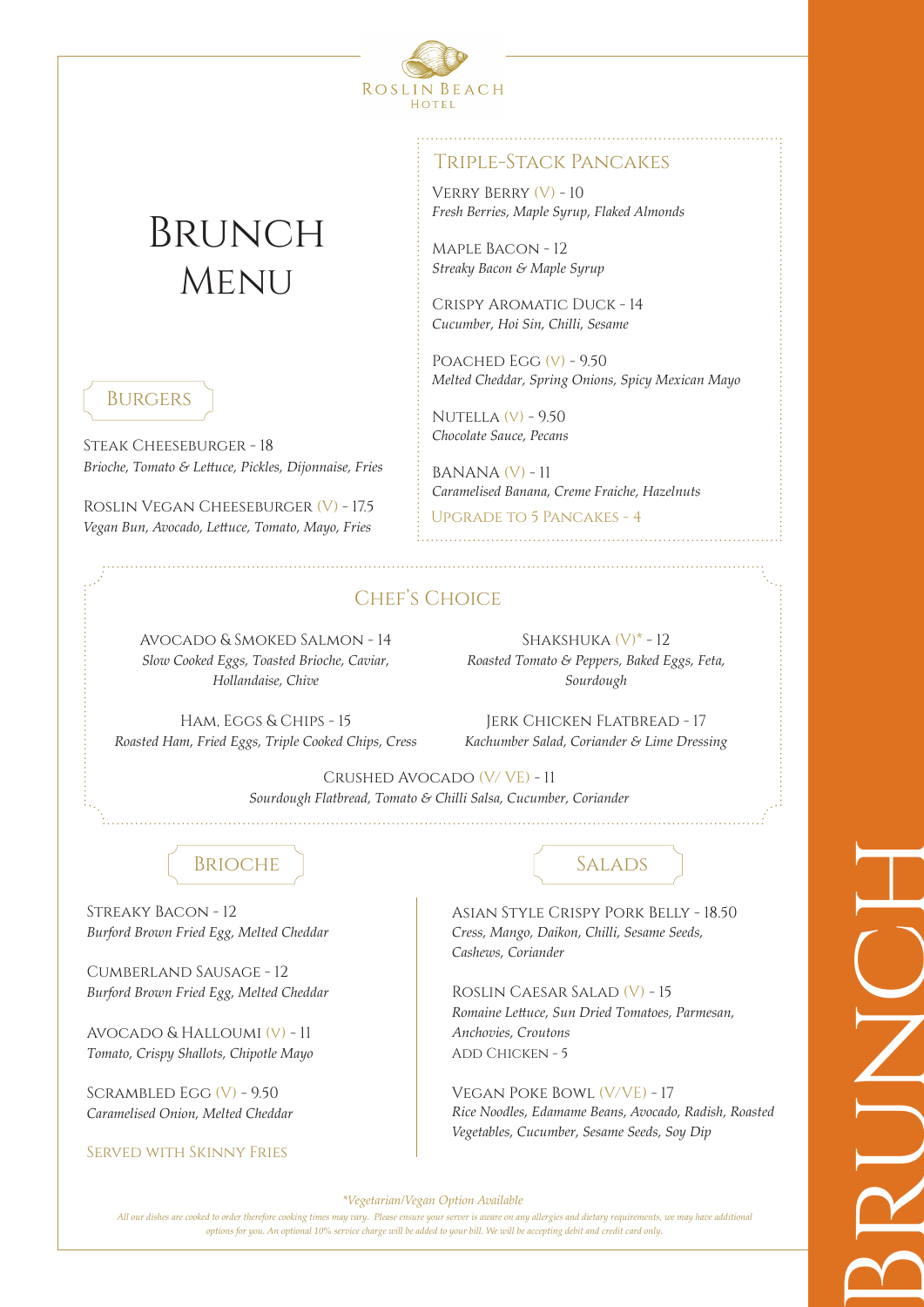Roslin Beach Hotel

# Brunch Menu

## Burgers

Steak Cheeseburger - 18
*Brioche, Tomato & Lettuce, Pickles, Dijonnaise, Fries*

Roslin Vegan Cheeseburger (V) - 17.5
*Vegan Bun, Avocado, Lettuce, Tomato, Mayo, Fries*

## Triple-Stack Pancakes

Verry Berry (V) - 10
*Fresh Berries, Maple Syrup, Flaked Almonds*

Maple Bacon - 12
*Streaky Bacon & Maple Syrup*

Crispy Aromatic Duck - 14
*Cucumber, Hoi Sin, Chilli, Sesame*

Poached Egg (V) - 9.50
*Melted Cheddar, Spring Onions, Spicy Mexican Mayo*

Nutella (V) - 9.50
*Chocolate Sauce, Pecans*

Banana (V) - 11
*Caramelised Banana, Creme Fraiche, Hazelnuts*

Upgrade to 5 Pancakes - 4

## Chef's Choice

Avocado & Smoked Salmon - 14
*Slow Cooked Eggs, Toasted Brioche, Caviar, Hollandaise, Chive*

Shakshuka (V)* - 12
*Roasted Tomato & Peppers, Baked Eggs, Feta, Sourdough*

Ham, Eggs & Chips - 15
*Roasted Ham, Fried Eggs, Triple Cooked Chips, Cress*

Jerk Chicken Flatbread - 17
*Kachumber Salad, Coriander & Lime Dressing*

Crushed Avocado (V/ VE) - 11
*Sourdough Flatbread, Tomato & Chilli Salsa, Cucumber, Coriander*

## Brioche

Streaky Bacon - 12
*Burford Brown Fried Egg, Melted Cheddar*

Cumberland Sausage - 12
*Burford Brown Fried Egg, Melted Cheddar*

Avocado & Halloumi (V) - 11
*Tomato, Crispy Shallots, Chipotle Mayo*

Scrambled Egg (V) - 9.50
*Caramelised Onion, Melted Cheddar*

Served with Skinny Fries

## Salads

Asian Style Crispy Pork Belly - 18.50
*Cress, Mango, Daikon, Chilli, Sesame Seeds, Cashews, Coriander*

Roslin Caesar Salad (V) - 15
*Romaine Lettuce, Sun Dried Tomatoes, Parmesan, Anchovies, Croutons*
Add Chicken - 5

Vegan Poke Bowl (V/VE) - 17
*Rice Noodles, Edamame Beans, Avocado, Radish, Roasted Vegetables, Cucumber, Sesame Seeds, Soy Dip*

*\*Vegetarian/Vegan Option Available*

*All our dishes are cooked to order therefore cooking times may vary. Please ensure your server is aware on any allergies and dietary requirements, we may have additional options for you. An optional 10% service charge will be added to your bill. We will be accepting debit and credit card only.*

Brunch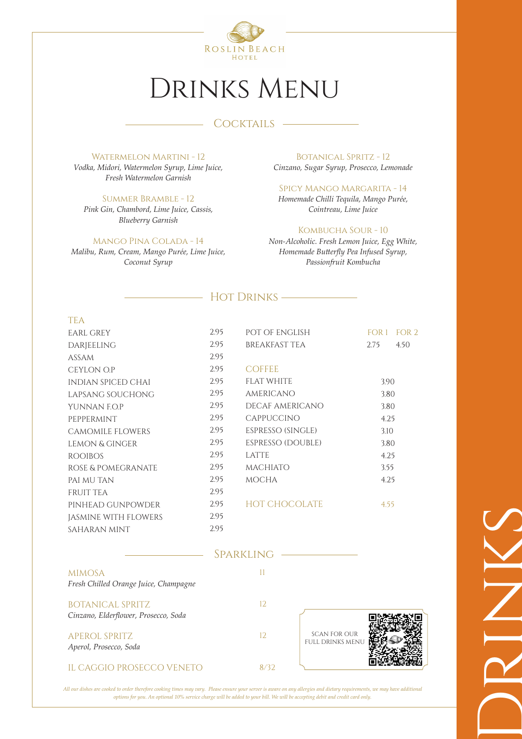Roslin Beach Hotel

# Drinks Menu

## Cocktails

**Watermelon Martini - 12**
*Vodka, Midori, Watermelon Syrup, Lime Juice, Fresh Watermelon Garnish*

**Summer Bramble - 12**
*Pink Gin, Chambord, Lime Juice, Cassis, Blueberry Garnish*

**Mango Pina Colada - 14**
*Malibu, Rum, Cream, Mango Purée, Lime Juice, Coconut Syrup*

**Botanical Spritz - 12**
*Cinzano, Sugar Syrup, Prosecco, Lemonade*

**Spicy Mango Margarita - 14**
*Homemade Chilli Tequila, Mango Purée, Cointreau, Lime Juice*

**Kombucha Sour - 10**
*Non-Alcoholic. Fresh Lemon Juice, Egg White, Homemade Butterfly Pea Infused Syrup, Passionfruit Kombucha*

## Hot Drinks

### Tea

| | |
|---|---|
| EARL GREY | 2.95 |
| DARJEELING | 2.95 |
| ASSAM | 2.95 |
| CEYLON O.P | 2.95 |
| INDIAN SPICED CHAI | 2.95 |
| LAPSANG SOUCHONG | 2.95 |
| YUNNAN F.O.P | 2.95 |
| PEPPERMINT | 2.95 |
| CAMOMILE FLOWERS | 2.95 |
| LEMON & GINGER | 2.95 |
| ROOIBOS | 2.95 |
| ROSE & POMEGRANATE | 2.95 |
| PAI MU TAN | 2.95 |
| FRUIT TEA | 2.95 |
| PINHEAD GUNPOWDER | 2.95 |
| JASMINE WITH FLOWERS | 2.95 |
| SAHARAN MINT | 2.95 |

| | FOR 1 | FOR 2 |
|---|---|---|
| POT OF ENGLISH BREAKFAST TEA | 2.75 | 4.50 |

### Coffee

| | |
|---|---|
| FLAT WHITE | 3.90 |
| AMERICANO | 3.80 |
| DECAF AMERICANO | 3.80 |
| CAPPUCCINO | 4.25 |
| ESPRESSO (SINGLE) | 3.10 |
| ESPRESSO (DOUBLE) | 3.80 |
| LATTE | 4.25 |
| MACHIATO | 3.55 |
| MOCHA | 4.25 |

### Hot Chocolate

HOT CHOCOLATE 4.55

## Sparkling

**MIMOSA** - 11
*Fresh Chilled Orange Juice, Champagne*

**BOTANICAL SPRITZ** - 12
*Cinzano, Elderflower, Prosecco, Soda*

**APEROL SPRITZ** - 12
*Aperol, Prosecco, Soda*

**IL CAGGIO PROSECCO VENETO** - 8/32

SCAN FOR OUR FULL DRINKS MENU

*All our dishes are cooked to order therefore cooking times may vary. Please ensure your server is aware on any allergies and dietary requirements, we may have additional options for you. An optional 10% service charge will be added to your bill. We will be accepting debit and credit card only.*

DRINKS